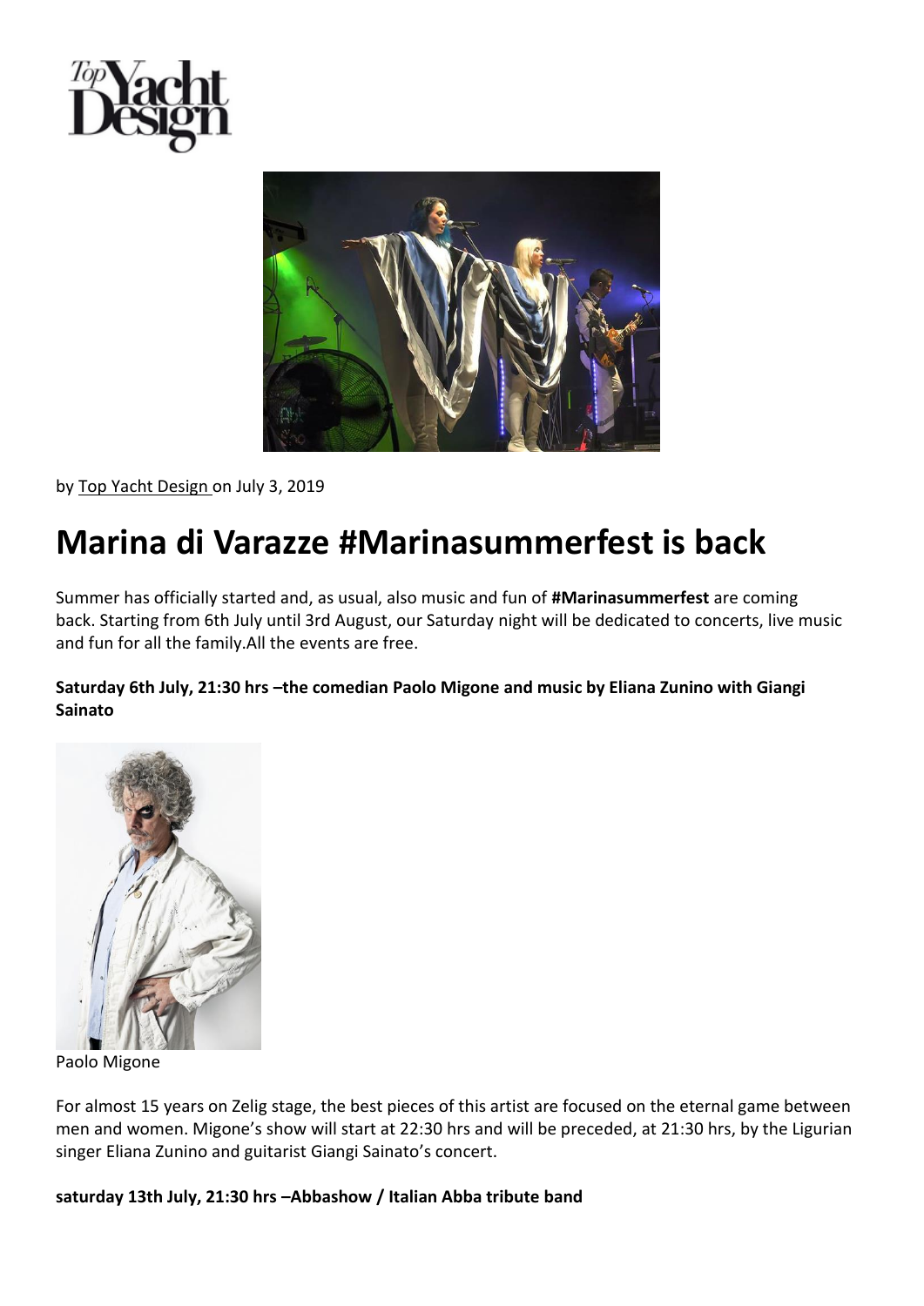Top Yacht Design

by Top Yacht Design on July 3, 2019

# Marina di Varazze #Marinasummerfest is back

Summer has officially started and, as usual, also music and fun of **#Marinasummerfest** are coming back. Starting from 6th July until 3rd August, our Saturday night will be dedicated to concerts, live music and fun for all the family.All the events are free.

**Saturday 6th July, 21:30 hrs –the comedian Paolo Migone and music by Eliana Zunino with Giangi Sainato**

Paolo Migone

For almost 15 years on Zelig stage, the best pieces of this artist are focused on the eternal game between men and women. Migone's show will start at 22:30 hrs and will be preceded, at 21:30 hrs, by the Ligurian singer Eliana Zunino and guitarist Giangi Sainato's concert.

**saturday 13th July, 21:30 hrs –Abbashow / Italian Abba tribute band**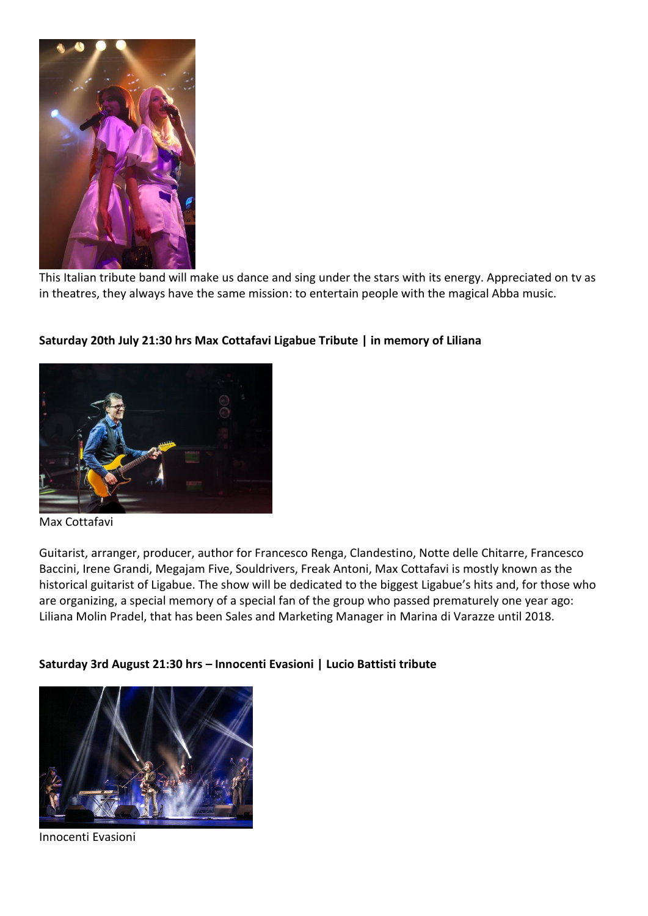This Italian tribute band will make us dance and sing under the stars with its energy. Appreciated on tv as in theatres, they always have the same mission: to entertain people with the magical Abba music.

**Saturday 20th July 21:30 hrs Max Cottafavi Ligabue Tribute | in memory of Liliana**

Max Cottafavi

Guitarist, arranger, producer, author for Francesco Renga, Clandestino, Notte delle Chitarre, Francesco Baccini, Irene Grandi, Megajam Five, Souldrivers, Freak Antoni, Max Cottafavi is mostly known as the historical guitarist of Ligabue. The show will be dedicated to the biggest Ligabue's hits and, for those who are organizing, a special memory of a special fan of the group who passed prematurely one year ago: Liliana Molin Pradel, that has been Sales and Marketing Manager in Marina di Varazze until 2018.

**Saturday 3rd August 21:30 hrs – Innocenti Evasioni | Lucio Battisti tribute**

Innocenti Evasioni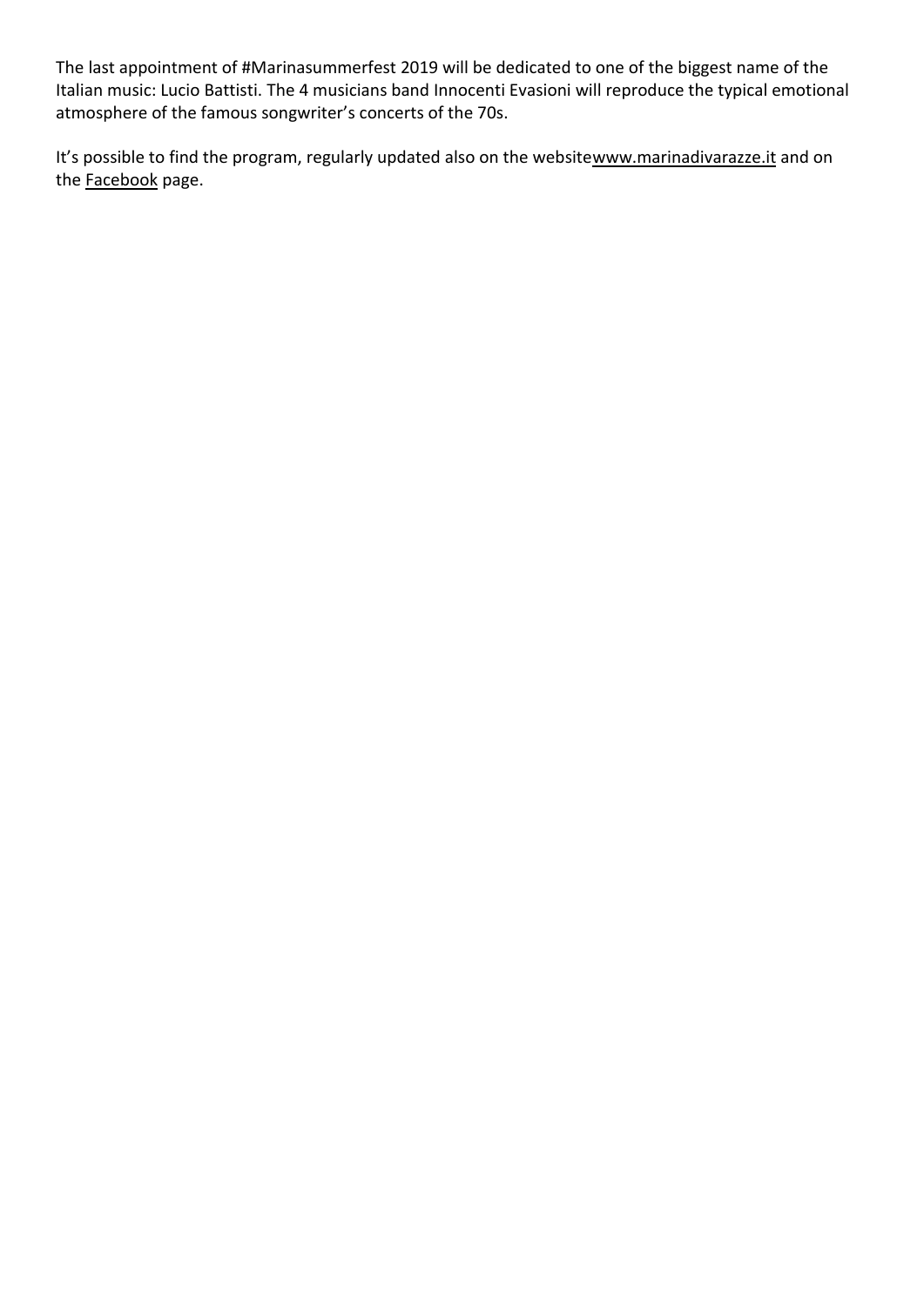The last appointment of #Marinasummerfest 2019 will be dedicated to one of the biggest name of the Italian music: Lucio Battisti. The 4 musicians band Innocenti Evasioni will reproduce the typical emotional atmosphere of the famous songwriter's concerts of the 70s.

It's possible to find the program, regularly updated also on the websitewww.marinadivarazze.it and on the Facebook page.